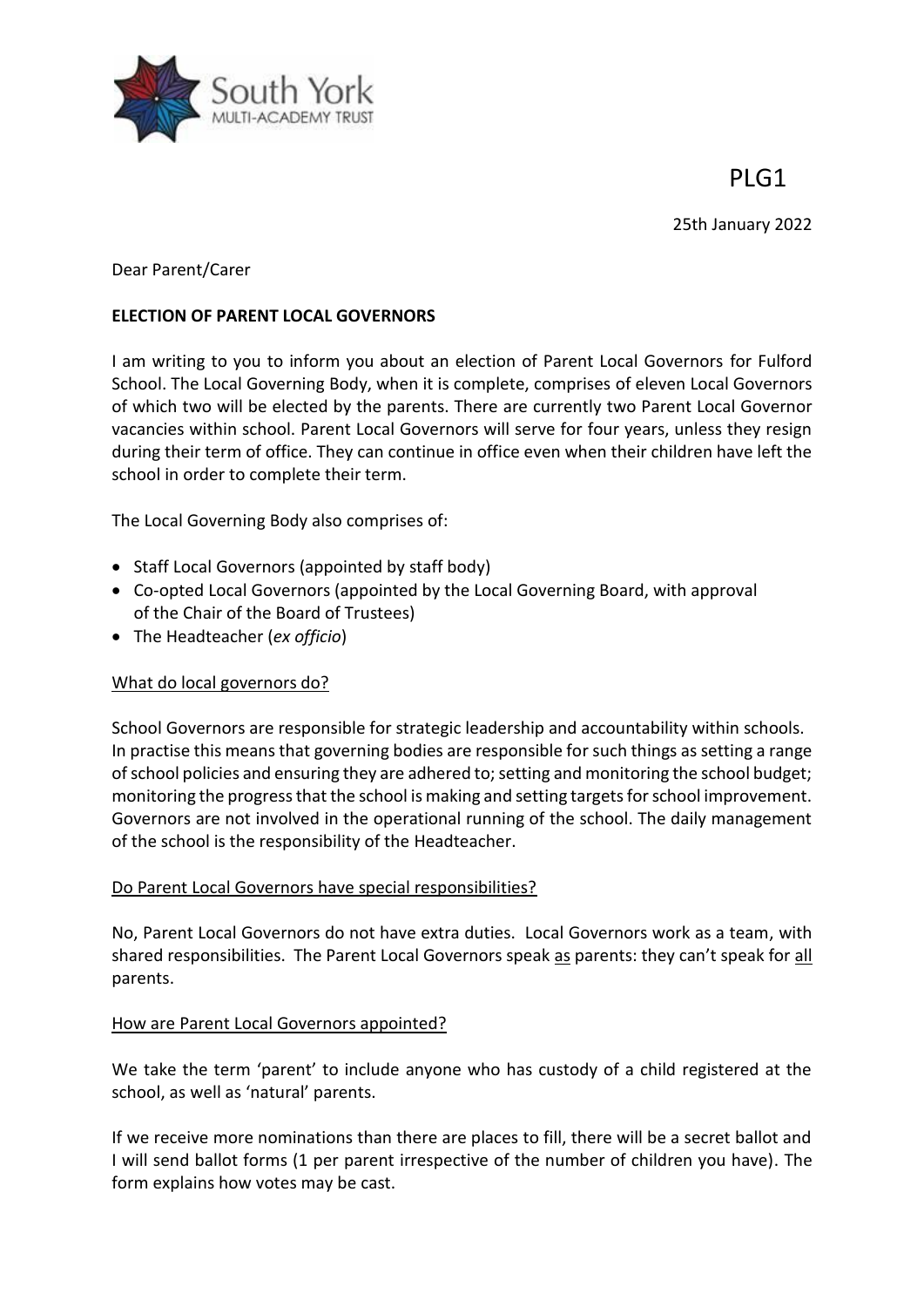South York
MULTI-ACADEMY TRUST

PLG1

25th January 2022

Dear Parent/Carer

**ELECTION OF PARENT LOCAL GOVERNORS**

I am writing to you to inform you about an election of Parent Local Governors for Fulford School. The Local Governing Body, when it is complete, comprises of eleven Local Governors of which two will be elected by the parents. There are currently two Parent Local Governor vacancies within school. Parent Local Governors will serve for four years, unless they resign during their term of office. They can continue in office even when their children have left the school in order to complete their term.

The Local Governing Body also comprises of:

- Staff Local Governors (appointed by staff body)
- Co-opted Local Governors (appointed by the Local Governing Board, with approval of the Chair of the Board of Trustees)
- The Headteacher (*ex officio*)

<u>What do local governors do?</u>

School Governors are responsible for strategic leadership and accountability within schools. In practise this means that governing bodies are responsible for such things as setting a range of school policies and ensuring they are adhered to; setting and monitoring the school budget; monitoring the progress that the school is making and setting targets for school improvement. Governors are not involved in the operational running of the school. The daily management of the school is the responsibility of the Headteacher.

<u>Do Parent Local Governors have special responsibilities?</u>

No, Parent Local Governors do not have extra duties. Local Governors work as a team, with shared responsibilities. The Parent Local Governors speak <u>as</u> parents: they can't speak for <u>all</u> parents.

<u>How are Parent Local Governors appointed?</u>

We take the term 'parent' to include anyone who has custody of a child registered at the school, as well as 'natural' parents.

If we receive more nominations than there are places to fill, there will be a secret ballot and I will send ballot forms (1 per parent irrespective of the number of children you have). The form explains how votes may be cast.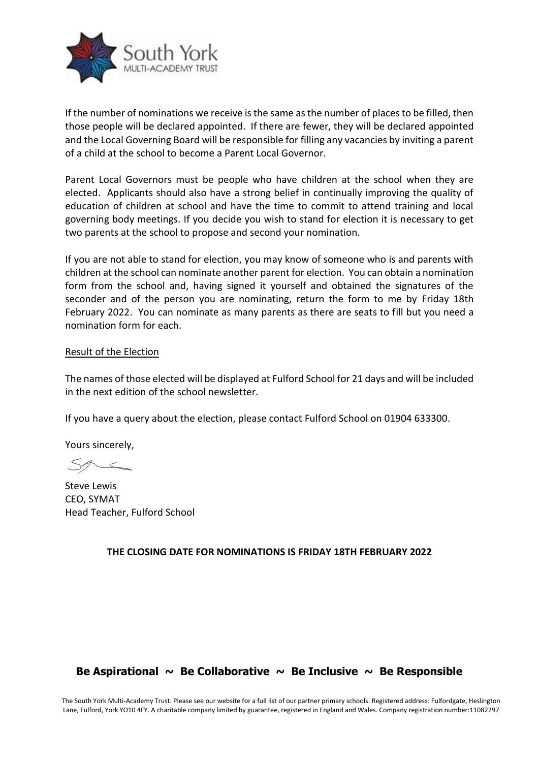If the number of nominations we receive is the same as the number of places to be filled, then those people will be declared appointed. If there are fewer, they will be declared appointed and the Local Governing Board will be responsible for filling any vacancies by inviting a parent of a child at the school to become a Parent Local Governor.

Parent Local Governors must be people who have children at the school when they are elected. Applicants should also have a strong belief in continually improving the quality of education of children at school and have the time to commit to attend training and local governing body meetings. If you decide you wish to stand for election it is necessary to get two parents at the school to propose and second your nomination.

If you are not able to stand for election, you may know of someone who is and parents with children at the school can nominate another parent for election. You can obtain a nomination form from the school and, having signed it yourself and obtained the signatures of the seconder and of the person you are nominating, return the form to me by Friday 18th February 2022. You can nominate as many parents as there are seats to fill but you need a nomination form for each.

<u>Result of the Election</u>

The names of those elected will be displayed at Fulford School for 21 days and will be included in the next edition of the school newsletter.

If you have a query about the election, please contact Fulford School on 01904 633300.

Yours sincerely,

Steve Lewis
CEO, SYMAT
Head Teacher, Fulford School

**THE CLOSING DATE FOR NOMINATIONS IS FRIDAY 18TH FEBRUARY 2022**

**Be Aspirational ~ Be Collaborative ~ Be Inclusive ~ Be Responsible**

The South York Multi-Academy Trust. Please see our website for a full list of our partner primary schools. Registered address: Fulfordgate, Heslington Lane, Fulford, York YO10 4FY. A charitable company limited by guarantee, registered in England and Wales. Company registration number:11082297